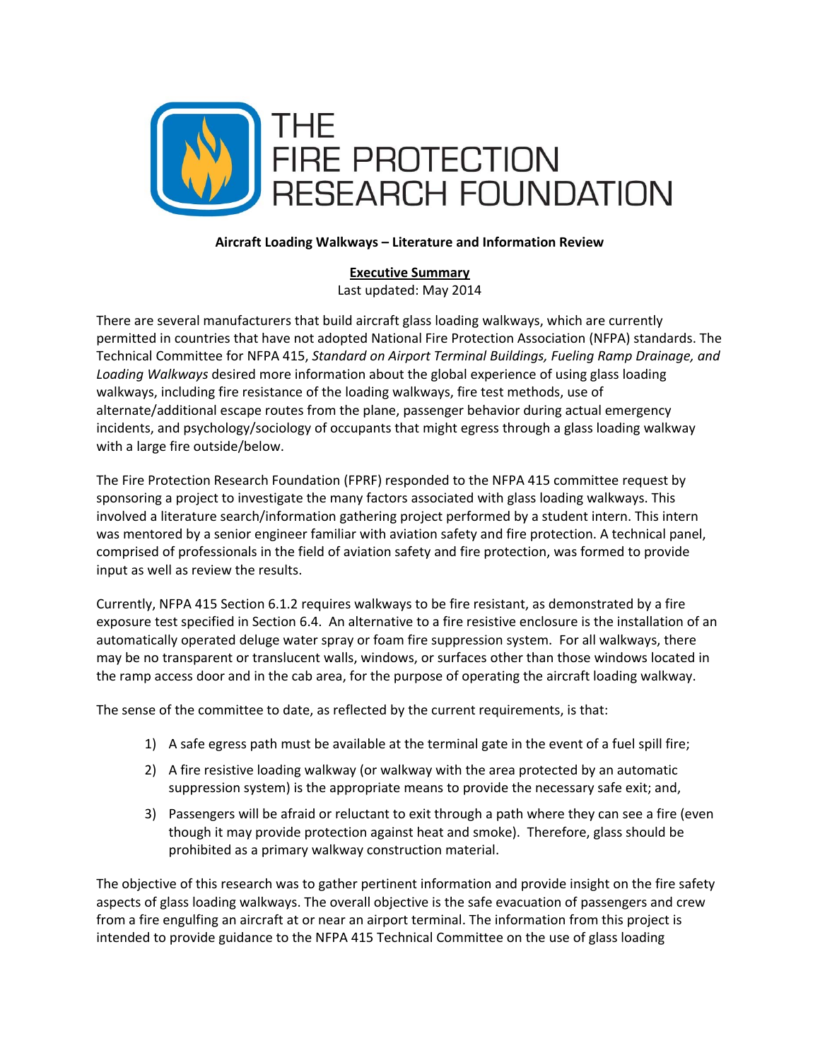# THE FIRE PROTECTION RESEARCH FOUNDATION

**Aircraft Loading Walkways – Literature and Information Review**

**Executive Summary**

Last updated: May 2014

There are several manufacturers that build aircraft glass loading walkways, which are currently permitted in countries that have not adopted National Fire Protection Association (NFPA) standards. The Technical Committee for NFPA 415, *Standard on Airport Terminal Buildings, Fueling Ramp Drainage, and Loading Walkways* desired more information about the global experience of using glass loading walkways, including fire resistance of the loading walkways, fire test methods, use of alternate/additional escape routes from the plane, passenger behavior during actual emergency incidents, and psychology/sociology of occupants that might egress through a glass loading walkway with a large fire outside/below.

The Fire Protection Research Foundation (FPRF) responded to the NFPA 415 committee request by sponsoring a project to investigate the many factors associated with glass loading walkways. This involved a literature search/information gathering project performed by a student intern. This intern was mentored by a senior engineer familiar with aviation safety and fire protection. A technical panel, comprised of professionals in the field of aviation safety and fire protection, was formed to provide input as well as review the results.

Currently, NFPA 415 Section 6.1.2 requires walkways to be fire resistant, as demonstrated by a fire exposure test specified in Section 6.4. An alternative to a fire resistive enclosure is the installation of an automatically operated deluge water spray or foam fire suppression system. For all walkways, there may be no transparent or translucent walls, windows, or surfaces other than those windows located in the ramp access door and in the cab area, for the purpose of operating the aircraft loading walkway.

The sense of the committee to date, as reflected by the current requirements, is that:

1) A safe egress path must be available at the terminal gate in the event of a fuel spill fire;
2) A fire resistive loading walkway (or walkway with the area protected by an automatic suppression system) is the appropriate means to provide the necessary safe exit; and,
3) Passengers will be afraid or reluctant to exit through a path where they can see a fire (even though it may provide protection against heat and smoke). Therefore, glass should be prohibited as a primary walkway construction material.

The objective of this research was to gather pertinent information and provide insight on the fire safety aspects of glass loading walkways. The overall objective is the safe evacuation of passengers and crew from a fire engulfing an aircraft at or near an airport terminal. The information from this project is intended to provide guidance to the NFPA 415 Technical Committee on the use of glass loading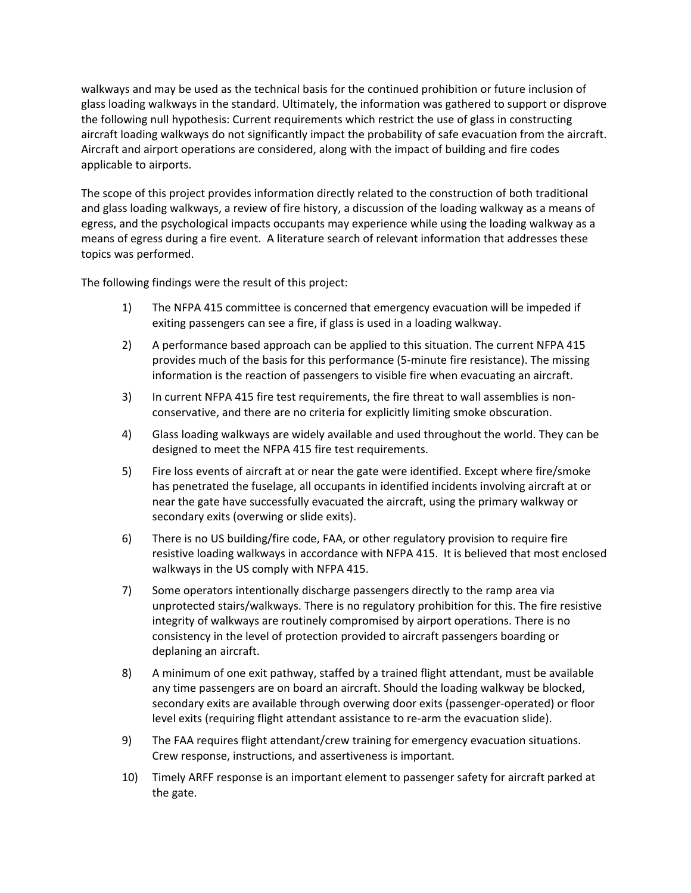walkways and may be used as the technical basis for the continued prohibition or future inclusion of glass loading walkways in the standard. Ultimately, the information was gathered to support or disprove the following null hypothesis: Current requirements which restrict the use of glass in constructing aircraft loading walkways do not significantly impact the probability of safe evacuation from the aircraft. Aircraft and airport operations are considered, along with the impact of building and fire codes applicable to airports.

The scope of this project provides information directly related to the construction of both traditional and glass loading walkways, a review of fire history, a discussion of the loading walkway as a means of egress, and the psychological impacts occupants may experience while using the loading walkway as a means of egress during a fire event. A literature search of relevant information that addresses these topics was performed.

The following findings were the result of this project:

1) The NFPA 415 committee is concerned that emergency evacuation will be impeded if exiting passengers can see a fire, if glass is used in a loading walkway.

2) A performance based approach can be applied to this situation. The current NFPA 415 provides much of the basis for this performance (5-minute fire resistance). The missing information is the reaction of passengers to visible fire when evacuating an aircraft.

3) In current NFPA 415 fire test requirements, the fire threat to wall assemblies is non-conservative, and there are no criteria for explicitly limiting smoke obscuration.

4) Glass loading walkways are widely available and used throughout the world. They can be designed to meet the NFPA 415 fire test requirements.

5) Fire loss events of aircraft at or near the gate were identified. Except where fire/smoke has penetrated the fuselage, all occupants in identified incidents involving aircraft at or near the gate have successfully evacuated the aircraft, using the primary walkway or secondary exits (overwing or slide exits).

6) There is no US building/fire code, FAA, or other regulatory provision to require fire resistive loading walkways in accordance with NFPA 415. It is believed that most enclosed walkways in the US comply with NFPA 415.

7) Some operators intentionally discharge passengers directly to the ramp area via unprotected stairs/walkways. There is no regulatory prohibition for this. The fire resistive integrity of walkways are routinely compromised by airport operations. There is no consistency in the level of protection provided to aircraft passengers boarding or deplaning an aircraft.

8) A minimum of one exit pathway, staffed by a trained flight attendant, must be available any time passengers are on board an aircraft. Should the loading walkway be blocked, secondary exits are available through overwing door exits (passenger-operated) or floor level exits (requiring flight attendant assistance to re-arm the evacuation slide).

9) The FAA requires flight attendant/crew training for emergency evacuation situations. Crew response, instructions, and assertiveness is important.

10) Timely ARFF response is an important element to passenger safety for aircraft parked at the gate.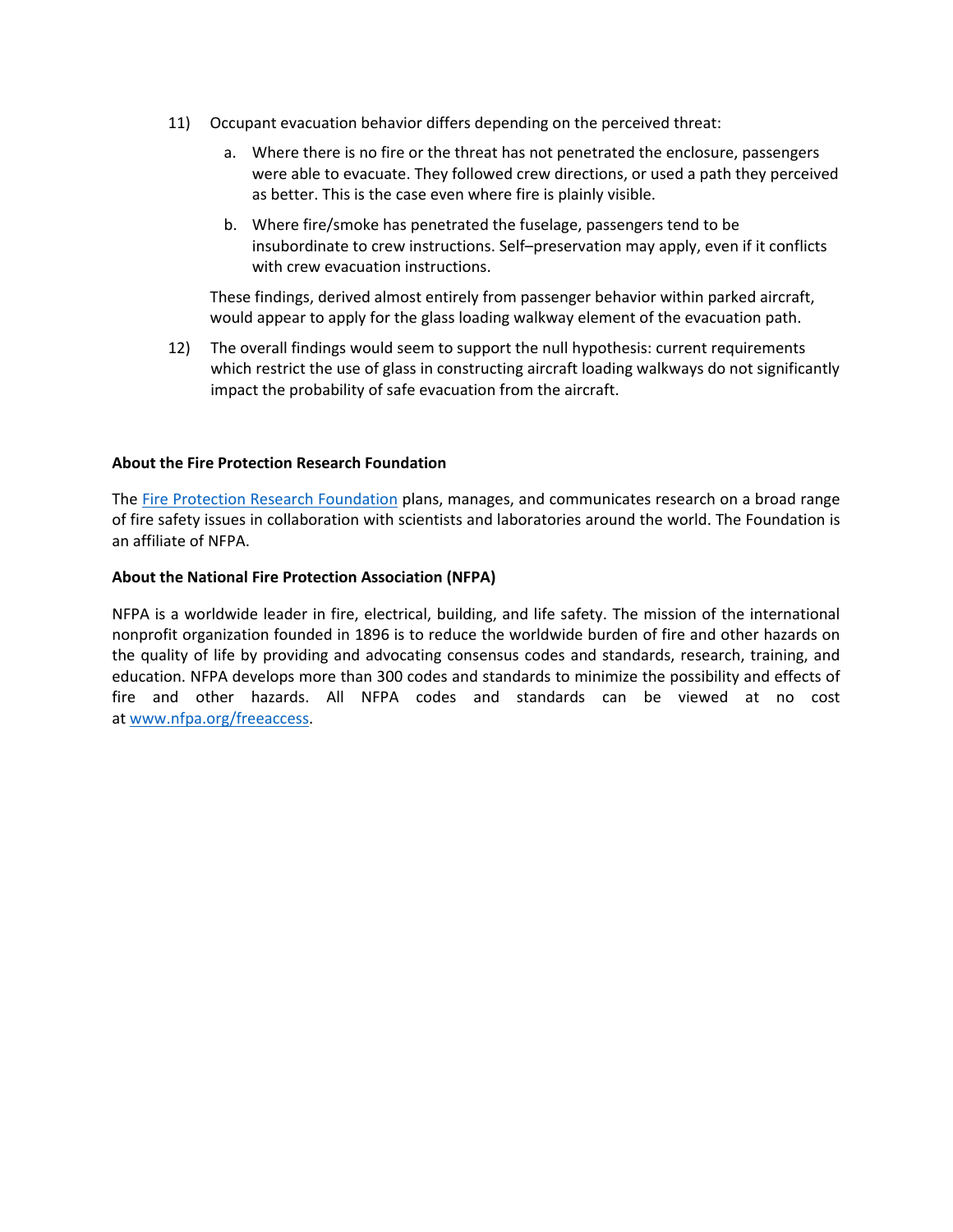11) Occupant evacuation behavior differs depending on the perceived threat:

    a. Where there is no fire or the threat has not penetrated the enclosure, passengers were able to evacuate. They followed crew directions, or used a path they perceived as better. This is the case even where fire is plainly visible.

    b. Where fire/smoke has penetrated the fuselage, passengers tend to be insubordinate to crew instructions. Self–preservation may apply, even if it conflicts with crew evacuation instructions.

    These findings, derived almost entirely from passenger behavior within parked aircraft, would appear to apply for the glass loading walkway element of the evacuation path.

12) The overall findings would seem to support the null hypothesis: current requirements which restrict the use of glass in constructing aircraft loading walkways do not significantly impact the probability of safe evacuation from the aircraft.

**About the Fire Protection Research Foundation**

The [Fire Protection Research Foundation](Fire Protection Research Foundation) plans, manages, and communicates research on a broad range of fire safety issues in collaboration with scientists and laboratories around the world. The Foundation is an affiliate of NFPA.

**About the National Fire Protection Association (NFPA)**

NFPA is a worldwide leader in fire, electrical, building, and life safety. The mission of the international nonprofit organization founded in 1896 is to reduce the worldwide burden of fire and other hazards on the quality of life by providing and advocating consensus codes and standards, research, training, and education. NFPA develops more than 300 codes and standards to minimize the possibility and effects of fire and other hazards. All NFPA codes and standards can be viewed at no cost at [www.nfpa.org/freeaccess](www.nfpa.org/freeaccess).